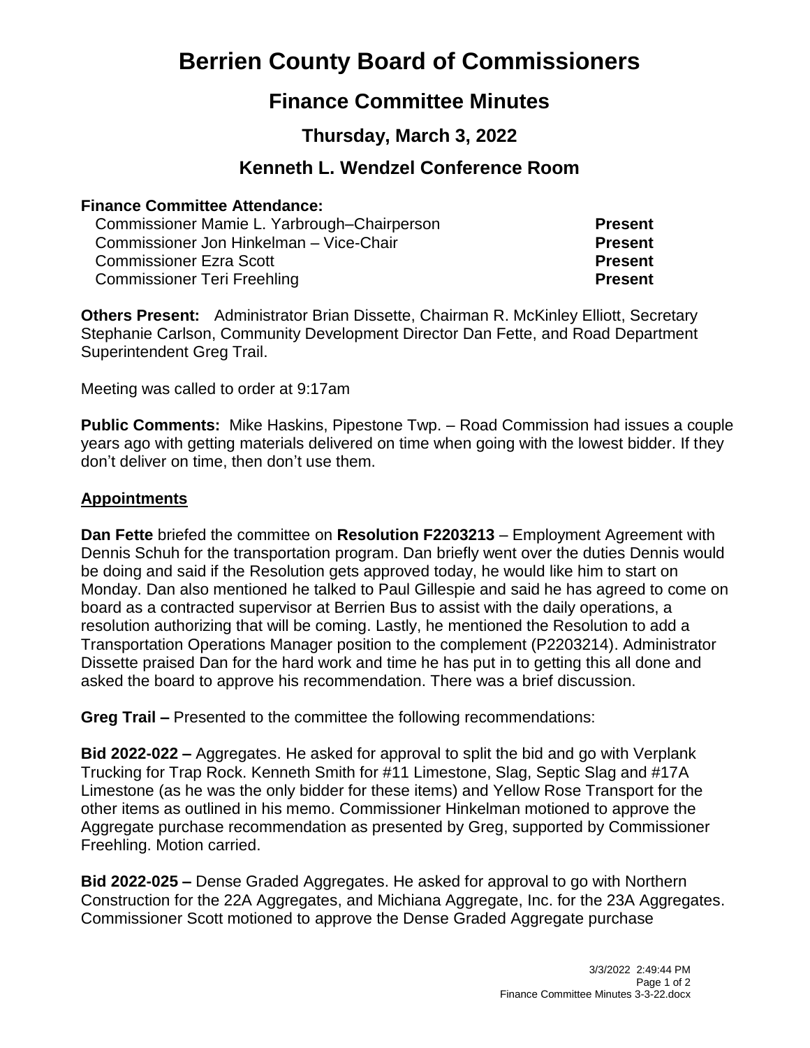# Berrien County Board of Commissioners

## Finance Committee Minutes

### Thursday, March 3, 2022

### Kenneth L. Wendzel Conference Room

**Finance Committee Attendance:**

| | |
|---|---|
| Commissioner Mamie L. Yarbrough–Chairperson | **Present** |
| Commissioner Jon Hinkelman – Vice-Chair | **Present** |
| Commissioner Ezra Scott | **Present** |
| Commissioner Teri Freehling | **Present** |

**Others Present:** Administrator Brian Dissette, Chairman R. McKinley Elliott, Secretary Stephanie Carlson, Community Development Director Dan Fette, and Road Department Superintendent Greg Trail.

Meeting was called to order at 9:17am

**Public Comments:** Mike Haskins, Pipestone Twp. – Road Commission had issues a couple years ago with getting materials delivered on time when going with the lowest bidder. If they don't deliver on time, then don't use them.

**Appointments**

**Dan Fette** briefed the committee on **Resolution F2203213** – Employment Agreement with Dennis Schuh for the transportation program. Dan briefly went over the duties Dennis would be doing and said if the Resolution gets approved today, he would like him to start on Monday. Dan also mentioned he talked to Paul Gillespie and said he has agreed to come on board as a contracted supervisor at Berrien Bus to assist with the daily operations, a resolution authorizing that will be coming. Lastly, he mentioned the Resolution to add a Transportation Operations Manager position to the complement (P2203214). Administrator Dissette praised Dan for the hard work and time he has put in to getting this all done and asked the board to approve his recommendation. There was a brief discussion.

**Greg Trail –** Presented to the committee the following recommendations:

**Bid 2022-022 –** Aggregates. He asked for approval to split the bid and go with Verplank Trucking for Trap Rock. Kenneth Smith for #11 Limestone, Slag, Septic Slag and #17A Limestone (as he was the only bidder for these items) and Yellow Rose Transport for the other items as outlined in his memo. Commissioner Hinkelman motioned to approve the Aggregate purchase recommendation as presented by Greg, supported by Commissioner Freehling. Motion carried.

**Bid 2022-025 –** Dense Graded Aggregates. He asked for approval to go with Northern Construction for the 22A Aggregates, and Michiana Aggregate, Inc. for the 23A Aggregates. Commissioner Scott motioned to approve the Dense Graded Aggregate purchase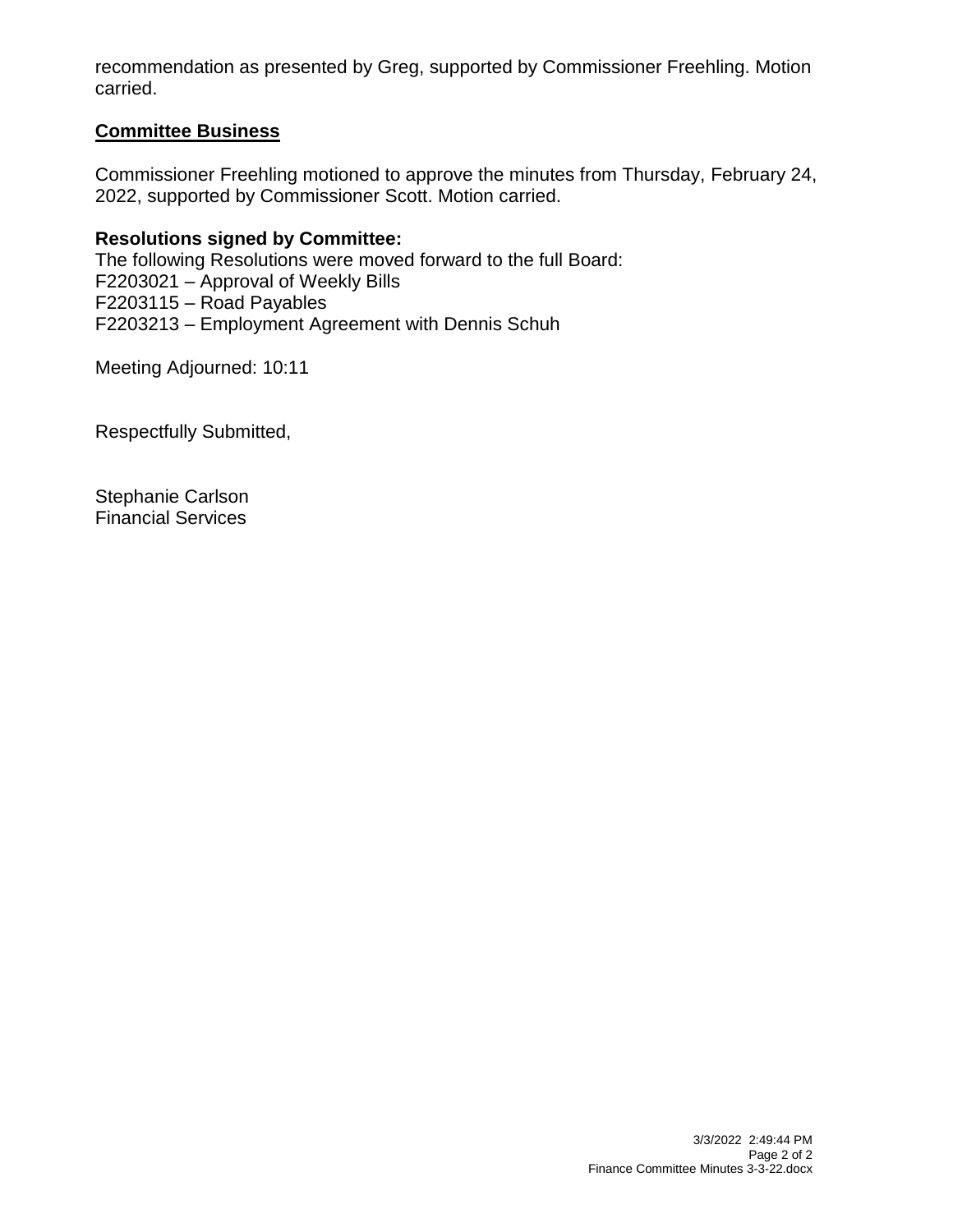recommendation as presented by Greg, supported by Commissioner Freehling. Motion carried.

## Committee Business

Commissioner Freehling motioned to approve the minutes from Thursday, February 24, 2022, supported by Commissioner Scott. Motion carried.

**Resolutions signed by Committee:**

The following Resolutions were moved forward to the full Board:
F2203021 – Approval of Weekly Bills
F2203115 – Road Payables
F2203213 – Employment Agreement with Dennis Schuh

Meeting Adjourned: 10:11

Respectfully Submitted,

Stephanie Carlson
Financial Services